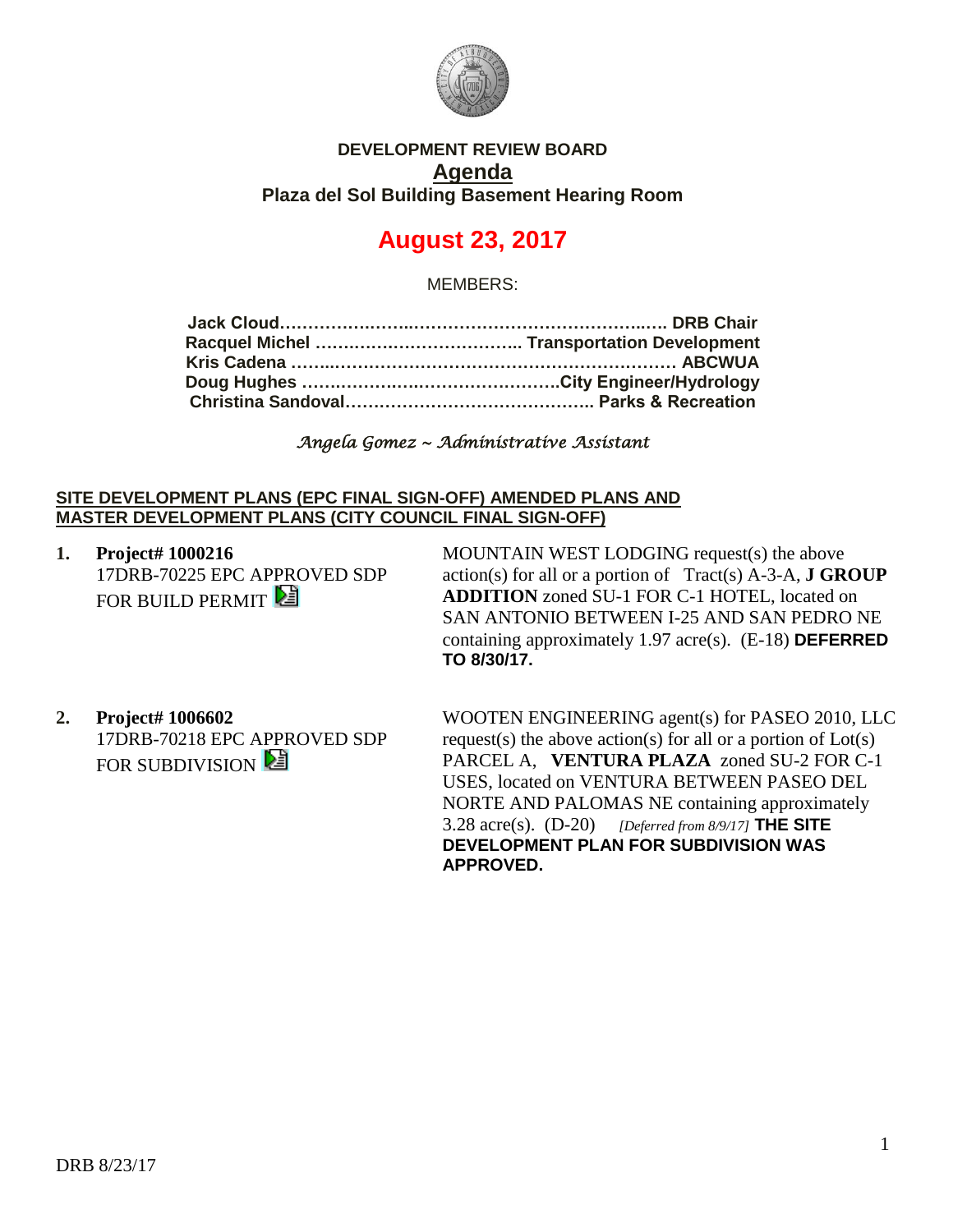**DEVELOPMENT REVIEW BOARD**

# Agenda

**Plaza del Sol Building Basement Hearing Room**

## August 23, 2017

MEMBERS:

**Jack Cloud……………………………………………………….. DRB Chair**
**Racquel Michel ……………………………… Transportation Development**
**Kris Cadena ……………………………………………………… ABCWUA**
**Doug Hughes ……………………………………….City Engineer/Hydrology**
**Christina Sandoval…………………………………….. Parks & Recreation**

*Angela Gomez ~ Administrative Assistant*

**SITE DEVELOPMENT PLANS (EPC FINAL SIGN-OFF) AMENDED PLANS AND MASTER DEVELOPMENT PLANS (CITY COUNCIL FINAL SIGN-OFF)**

1. **Project# 1000216**
   17DRB-70225 EPC APPROVED SDP FOR BUILD PERMIT

   MOUNTAIN WEST LODGING request(s) the above action(s) for all or a portion of Tract(s) A-3-A, **J GROUP ADDITION** zoned SU-1 FOR C-1 HOTEL, located on SAN ANTONIO BETWEEN I-25 AND SAN PEDRO NE containing approximately 1.97 acre(s). (E-18) **DEFERRED TO 8/30/17.**

2. **Project# 1006602**
   17DRB-70218 EPC APPROVED SDP FOR SUBDIVISION

   WOOTEN ENGINEERING agent(s) for PASEO 2010, LLC request(s) the above action(s) for all or a portion of Lot(s) PARCEL A, **VENTURA PLAZA** zoned SU-2 FOR C-1 USES, located on VENTURA BETWEEN PASEO DEL NORTE AND PALOMAS NE containing approximately 3.28 acre(s). (D-20) *[Deferred from 8/9/17]* **THE SITE DEVELOPMENT PLAN FOR SUBDIVISION WAS APPROVED.**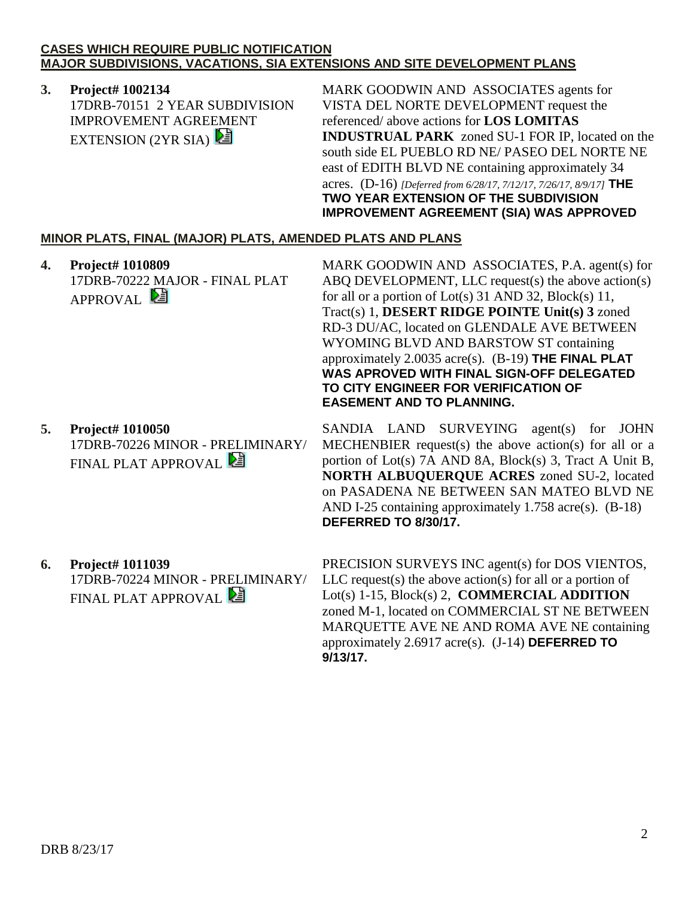**CASES WHICH REQUIRE PUBLIC NOTIFICATION**
**MAJOR SUBDIVISIONS, VACATIONS, SIA EXTENSIONS AND SITE DEVELOPMENT PLANS**

**3. Project# 1002134**
17DRB-70151 2 YEAR SUBDIVISION IMPROVEMENT AGREEMENT EXTENSION (2YR SIA)

MARK GOODWIN AND ASSOCIATES agents for VISTA DEL NORTE DEVELOPMENT request the referenced/ above actions for **LOS LOMITAS INDUSTRUAL PARK** zoned SU-1 FOR IP, located on the south side EL PUEBLO RD NE/ PASEO DEL NORTE NE east of EDITH BLVD NE containing approximately 34 acres. (D-16) *[Deferred from 6/28/17, 7/12/17, 7/26/17, 8/9/17]* **THE TWO YEAR EXTENSION OF THE SUBDIVISION IMPROVEMENT AGREEMENT (SIA) WAS APPROVED**

**MINOR PLATS, FINAL (MAJOR) PLATS, AMENDED PLATS AND PLANS**

**4. Project# 1010809**
17DRB-70222 MAJOR - FINAL PLAT APPROVAL

MARK GOODWIN AND ASSOCIATES, P.A. agent(s) for ABQ DEVELOPMENT, LLC request(s) the above action(s) for all or a portion of Lot(s) 31 AND 32, Block(s) 11, Tract(s) 1, **DESERT RIDGE POINTE Unit(s) 3** zoned RD-3 DU/AC, located on GLENDALE AVE BETWEEN WYOMING BLVD AND BARSTOW ST containing approximately 2.0035 acre(s). (B-19) **THE FINAL PLAT WAS APROVED WITH FINAL SIGN-OFF DELEGATED TO CITY ENGINEER FOR VERIFICATION OF EASEMENT AND TO PLANNING.**

**5. Project# 1010050**
17DRB-70226 MINOR - PRELIMINARY/ FINAL PLAT APPROVAL

SANDIA LAND SURVEYING agent(s) for JOHN MECHENBIER request(s) the above action(s) for all or a portion of Lot(s) 7A AND 8A, Block(s) 3, Tract A Unit B, **NORTH ALBUQUERQUE ACRES** zoned SU-2, located on PASADENA NE BETWEEN SAN MATEO BLVD NE AND I-25 containing approximately 1.758 acre(s). (B-18) **DEFERRED TO 8/30/17.**

**6. Project# 1011039**
17DRB-70224 MINOR - PRELIMINARY/ FINAL PLAT APPROVAL

PRECISION SURVEYS INC agent(s) for DOS VIENTOS, LLC request(s) the above action(s) for all or a portion of Lot(s) 1-15, Block(s) 2, **COMMERCIAL ADDITION** zoned M-1, located on COMMERCIAL ST NE BETWEEN MARQUETTE AVE NE AND ROMA AVE NE containing approximately 2.6917 acre(s). (J-14) **DEFERRED TO 9/13/17.**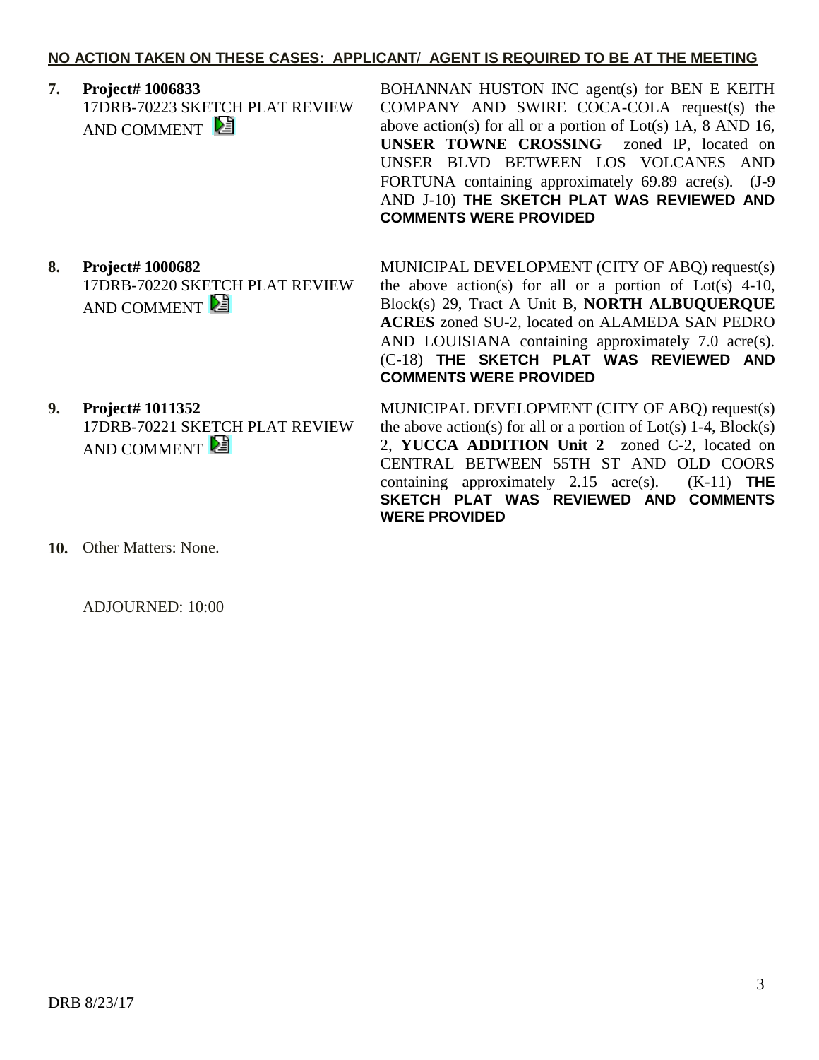**NO ACTION TAKEN ON THESE CASES: APPLICANT/ AGENT IS REQUIRED TO BE AT THE MEETING**

7. **Project# 1006833**
   17DRB-70223 SKETCH PLAT REVIEW AND COMMENT

   BOHANNAN HUSTON INC agent(s) for BEN E KEITH COMPANY AND SWIRE COCA-COLA request(s) the above action(s) for all or a portion of Lot(s) 1A, 8 AND 16, **UNSER TOWNE CROSSING** zoned IP, located on UNSER BLVD BETWEEN LOS VOLCANES AND FORTUNA containing approximately 69.89 acre(s). (J-9 AND J-10) **THE SKETCH PLAT WAS REVIEWED AND COMMENTS WERE PROVIDED**

8. **Project# 1000682**
   17DRB-70220 SKETCH PLAT REVIEW AND COMMENT

   MUNICIPAL DEVELOPMENT (CITY OF ABQ) request(s) the above action(s) for all or a portion of Lot(s) 4-10, Block(s) 29, Tract A Unit B, **NORTH ALBUQUERQUE ACRES** zoned SU-2, located on ALAMEDA SAN PEDRO AND LOUISIANA containing approximately 7.0 acre(s). (C-18) **THE SKETCH PLAT WAS REVIEWED AND COMMENTS WERE PROVIDED**

9. **Project# 1011352**
   17DRB-70221 SKETCH PLAT REVIEW AND COMMENT

   MUNICIPAL DEVELOPMENT (CITY OF ABQ) request(s) the above action(s) for all or a portion of Lot(s) 1-4, Block(s) 2, **YUCCA ADDITION Unit 2** zoned C-2, located on CENTRAL BETWEEN 55TH ST AND OLD COORS containing approximately 2.15 acre(s). (K-11) **THE SKETCH PLAT WAS REVIEWED AND COMMENTS WERE PROVIDED**

10. Other Matters: None.

ADJOURNED: 10:00

DRB 8/23/17